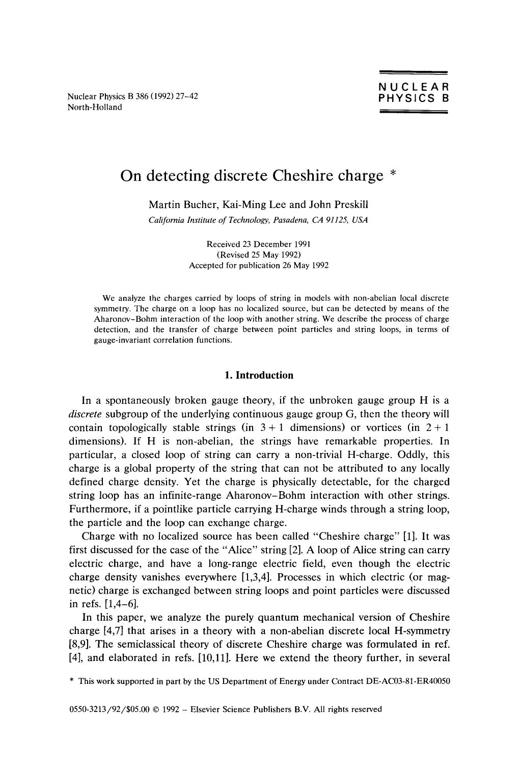# On detecting discrete Cheshire charge *

Martin Bucher, Kai-Ming Lee and John Preskill

*California Institute of Technology, Pasadena, CA 91125, USA*

Received 23 December 1991
(Revised 25 May 1992)
Accepted for publication 26 May 1992

We analyze the charges carried by loops of string in models with non-abelian local discrete symmetry. The charge on a loop has no localized source, but can be detected by means of the Aharonov–Bohm interaction of the loop with another string. We describe the process of charge detection, and the transfer of charge between point particles and string loops, in terms of gauge-invariant correlation functions.

## 1. Introduction

In a spontaneously broken gauge theory, if the unbroken gauge group H is a *discrete* subgroup of the underlying continuous gauge group G, then the theory will contain topologically stable strings (in $3+1$ dimensions) or vortices (in $2+1$ dimensions). If H is non-abelian, the strings have remarkable properties. In particular, a closed loop of string can carry a non-trivial H-charge. Oddly, this charge is a global property of the string that can not be attributed to any locally defined charge density. Yet the charge is physically detectable, for the charged string loop has an infinite-range Aharonov–Bohm interaction with other strings. Furthermore, if a pointlike particle carrying H-charge winds through a string loop, the particle and the loop can exchange charge.

Charge with no localized source has been called "Cheshire charge" [1]. It was first discussed for the case of the "Alice" string [2]. A loop of Alice string can carry electric charge, and have a long-range electric field, even though the electric charge density vanishes everywhere [1,3,4]. Processes in which electric (or magnetic) charge is exchanged between string loops and point particles were discussed in refs. [1,4–6].

In this paper, we analyze the purely quantum mechanical version of Cheshire charge [4,7] that arises in a theory with a non-abelian discrete local H-symmetry [8,9]. The semiclassical theory of discrete Cheshire charge was formulated in ref. [4], and elaborated in refs. [10,11]. Here we extend the theory further, in several

* This work supported in part by the US Department of Energy under Contract DE-AC03-81-ER40050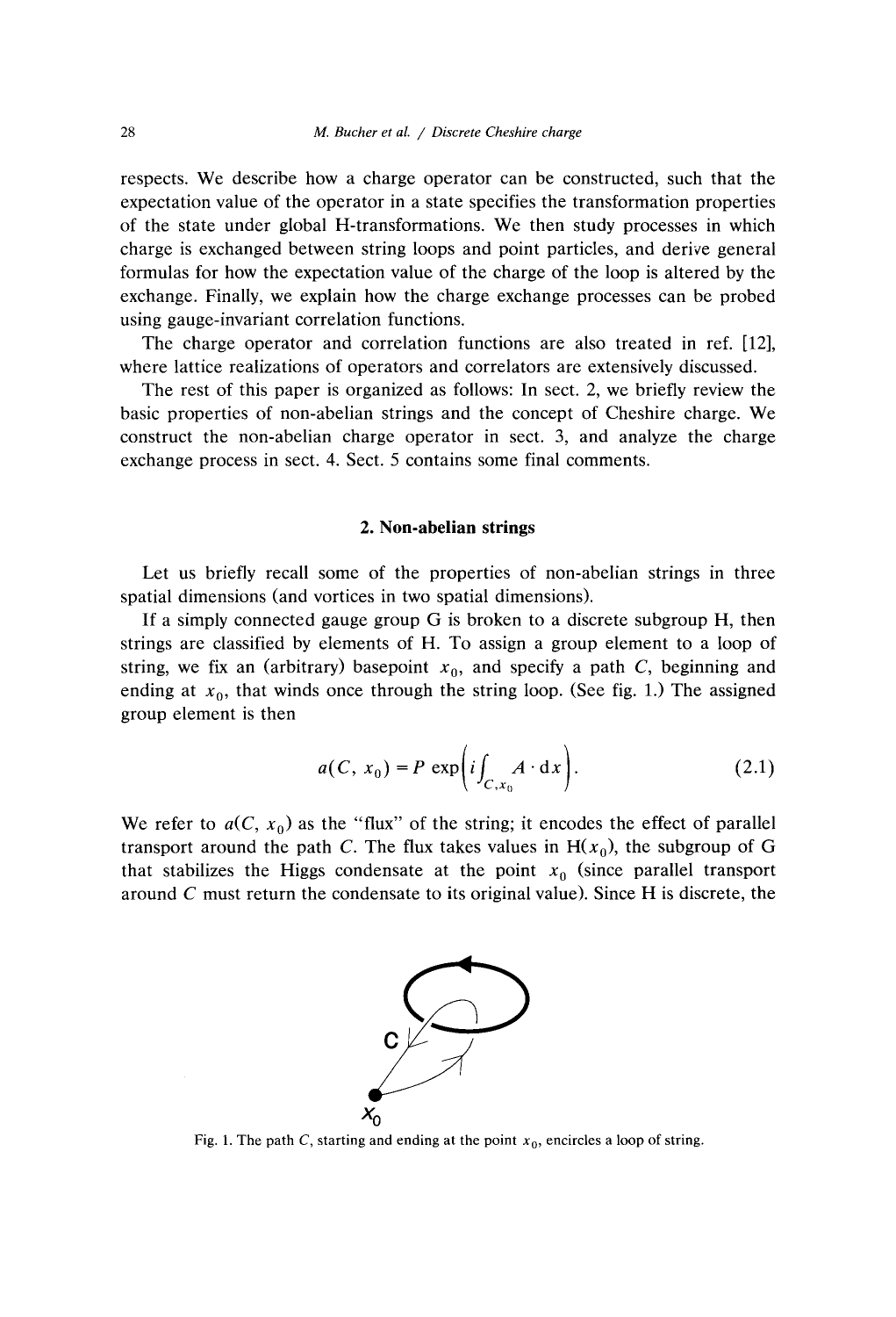respects. We describe how a charge operator can be constructed, such that the expectation value of the operator in a state specifies the transformation properties of the state under global H-transformations. We then study processes in which charge is exchanged between string loops and point particles, and derive general formulas for how the expectation value of the charge of the loop is altered by the exchange. Finally, we explain how the charge exchange processes can be probed using gauge-invariant correlation functions.

The charge operator and correlation functions are also treated in ref. [12], where lattice realizations of operators and correlators are extensively discussed.

The rest of this paper is organized as follows: In sect. 2, we briefly review the basic properties of non-abelian strings and the concept of Cheshire charge. We construct the non-abelian charge operator in sect. 3, and analyze the charge exchange process in sect. 4. Sect. 5 contains some final comments.

## 2. Non-abelian strings

Let us briefly recall some of the properties of non-abelian strings in three spatial dimensions (and vortices in two spatial dimensions).

If a simply connected gauge group G is broken to a discrete subgroup H, then strings are classified by elements of H. To assign a group element to a loop of string, we fix an (arbitrary) basepoint $x_0$, and specify a path $C$, beginning and ending at $x_0$, that winds once through the string loop. (See fig. 1.) The assigned group element is then

$$a(C, x_0) = P \exp\left(i \int_{C, x_0} A \cdot \mathrm{d}x\right). \tag{2.1}$$

We refer to $a(C, x_0)$ as the "flux" of the string; it encodes the effect of parallel transport around the path $C$. The flux takes values in $\mathrm{H}(x_0)$, the subgroup of G that stabilizes the Higgs condensate at the point $x_0$ (since parallel transport around $C$ must return the condensate to its original value). Since H is discrete, the

Fig. 1. The path $C$, starting and ending at the point $x_0$, encircles a loop of string.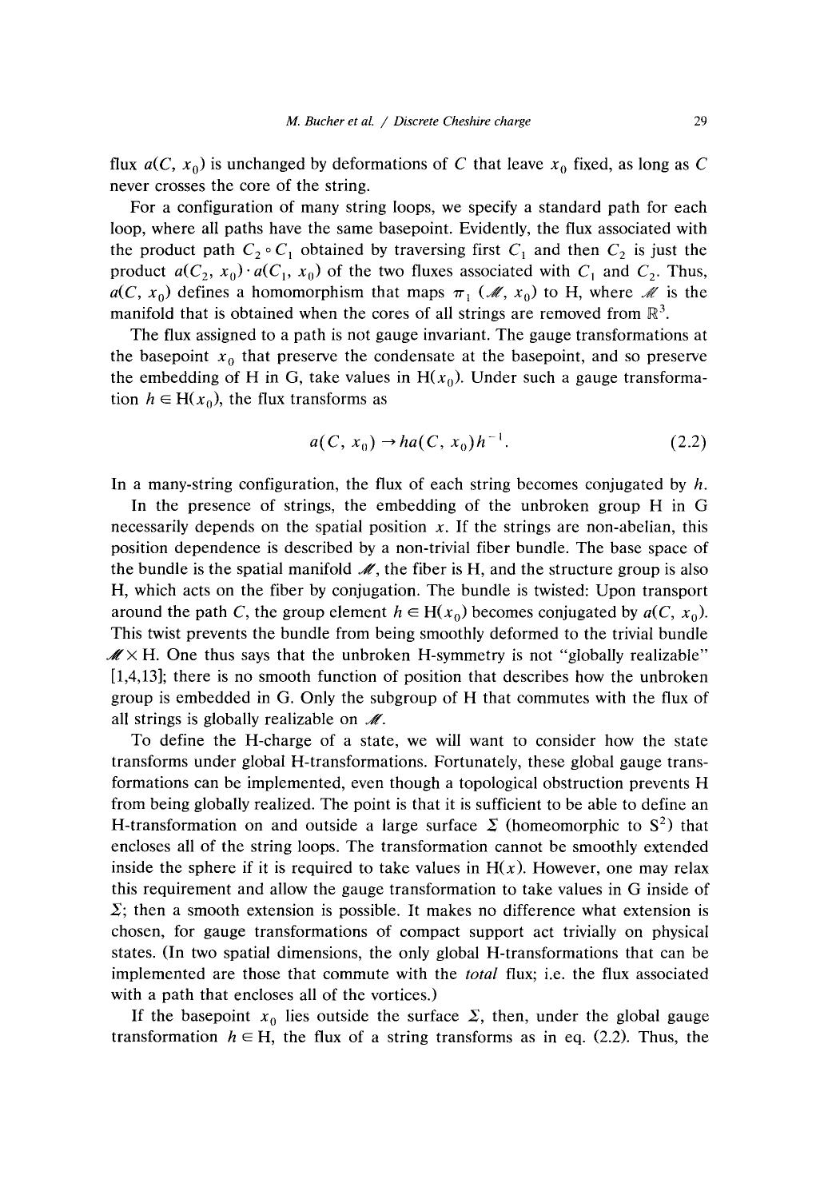flux $a(C, x_0)$ is unchanged by deformations of $C$ that leave $x_0$ fixed, as long as $C$ never crosses the core of the string.

For a configuration of many string loops, we specify a standard path for each loop, where all paths have the same basepoint. Evidently, the flux associated with the product path $C_2 \circ C_1$ obtained by traversing first $C_1$ and then $C_2$ is just the product $a(C_2, x_0) \cdot a(C_1, x_0)$ of the two fluxes associated with $C_1$ and $C_2$. Thus, $a(C, x_0)$ defines a homomorphism that maps $\pi_1(\mathscr{M}, x_0)$ to H, where $\mathscr{M}$ is the manifold that is obtained when the cores of all strings are removed from $\mathbb{R}^3$.

The flux assigned to a path is not gauge invariant. The gauge transformations at the basepoint $x_0$ that preserve the condensate at the basepoint, and so preserve the embedding of H in G, take values in $\mathrm{H}(x_0)$. Under such a gauge transformation $h \in \mathrm{H}(x_0)$, the flux transforms as

$$a(C, x_0) \to h a(C, x_0) h^{-1}. \tag{2.2}$$

In a many-string configuration, the flux of each string becomes conjugated by $h$.

In the presence of strings, the embedding of the unbroken group H in G necessarily depends on the spatial position $x$. If the strings are non-abelian, this position dependence is described by a non-trivial fiber bundle. The base space of the bundle is the spatial manifold $\mathscr{M}$, the fiber is H, and the structure group is also H, which acts on the fiber by conjugation. The bundle is twisted: Upon transport around the path $C$, the group element $h \in \mathrm{H}(x_0)$ becomes conjugated by $a(C, x_0)$. This twist prevents the bundle from being smoothly deformed to the trivial bundle $\mathscr{M} \times \mathrm{H}$. One thus says that the unbroken H-symmetry is not "globally realizable" [1,4,13]; there is no smooth function of position that describes how the unbroken group is embedded in G. Only the subgroup of H that commutes with the flux of all strings is globally realizable on $\mathscr{M}$.

To define the H-charge of a state, we will want to consider how the state transforms under global H-transformations. Fortunately, these global gauge transformations can be implemented, even though a topological obstruction prevents H from being globally realized. The point is that it is sufficient to be able to define an H-transformation on and outside a large surface $\Sigma$ (homeomorphic to $\mathrm{S}^2$) that encloses all of the string loops. The transformation cannot be smoothly extended inside the sphere if it is required to take values in $\mathrm{H}(x)$. However, one may relax this requirement and allow the gauge transformation to take values in G inside of $\Sigma$; then a smooth extension is possible. It makes no difference what extension is chosen, for gauge transformations of compact support act trivially on physical states. (In two spatial dimensions, the only global H-transformations that can be implemented are those that commute with the *total* flux; i.e. the flux associated with a path that encloses all of the vortices.)

If the basepoint $x_0$ lies outside the surface $\Sigma$, then, under the global gauge transformation $h \in \mathrm{H}$, the flux of a string transforms as in eq. (2.2). Thus, the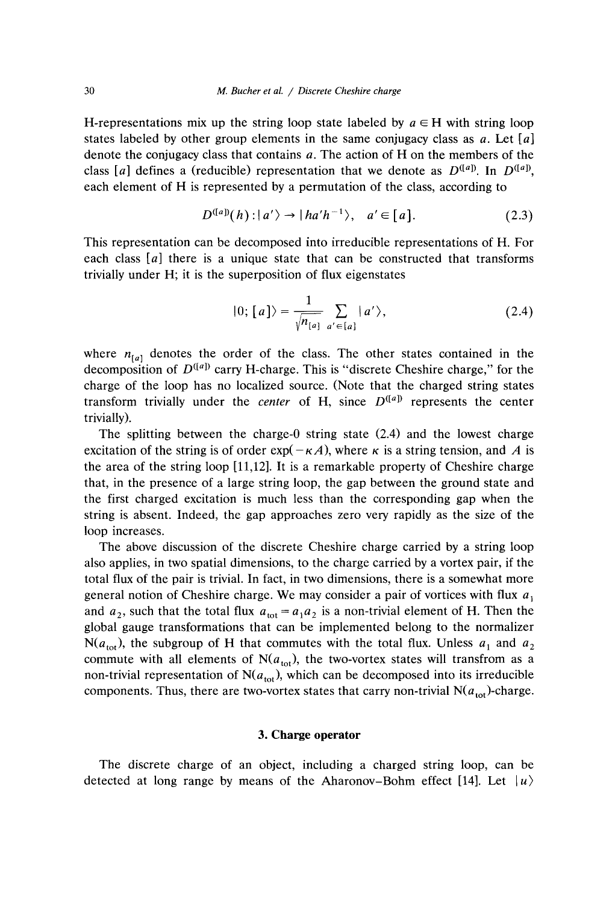H-representations mix up the string loop state labeled by $a \in \mathrm{H}$ with string loop states labeled by other group elements in the same conjugacy class as $a$. Let $[a]$ denote the conjugacy class that contains $a$. The action of H on the members of the class $[a]$ defines a (reducible) representation that we denote as $D^{([a])}$. In $D^{([a])}$, each element of H is represented by a permutation of the class, according to

$$D^{([a])}(h): |a'\rangle \to |ha'h^{-1}\rangle, \quad a' \in [a]. \tag{2.3}$$

This representation can be decomposed into irreducible representations of H. For each class $[a]$ there is a unique state that can be constructed that transforms trivially under H; it is the superposition of flux eigenstates

$$|0; [a]\rangle = \frac{1}{\sqrt{n_{[a]}}} \sum_{a' \in [a]} |a'\rangle, \tag{2.4}$$

where $n_{[a]}$ denotes the order of the class. The other states contained in the decomposition of $D^{([a])}$ carry H-charge. This is "discrete Cheshire charge," for the charge of the loop has no localized source. (Note that the charged string states transform trivially under the *center* of H, since $D^{([a])}$ represents the center trivially).

The splitting between the charge-0 string state (2.4) and the lowest charge excitation of the string is of order $\exp(-\kappa A)$, where $\kappa$ is a string tension, and $A$ is the area of the string loop [11,12]. It is a remarkable property of Cheshire charge that, in the presence of a large string loop, the gap between the ground state and the first charged excitation is much less than the corresponding gap when the string is absent. Indeed, the gap approaches zero very rapidly as the size of the loop increases.

The above discussion of the discrete Cheshire charge carried by a string loop also applies, in two spatial dimensions, to the charge carried by a vortex pair, if the total flux of the pair is trivial. In fact, in two dimensions, there is a somewhat more general notion of Cheshire charge. We may consider a pair of vortices with flux $a_1$ and $a_2$, such that the total flux $a_{\mathrm{tot}} = a_1 a_2$ is a non-trivial element of H. Then the global gauge transformations that can be implemented belong to the normalizer $\mathrm{N}(a_{\mathrm{tot}})$, the subgroup of H that commutes with the total flux. Unless $a_1$ and $a_2$ commute with all elements of $\mathrm{N}(a_{\mathrm{tot}})$, the two-vortex states will transfrom as a non-trivial representation of $\mathrm{N}(a_{\mathrm{tot}})$, which can be decomposed into its irreducible components. Thus, there are two-vortex states that carry non-trivial $\mathrm{N}(a_{\mathrm{tot}})$-charge.

## 3. Charge operator

The discrete charge of an object, including a charged string loop, can be detected at long range by means of the Aharonov–Bohm effect [14]. Let $|u\rangle$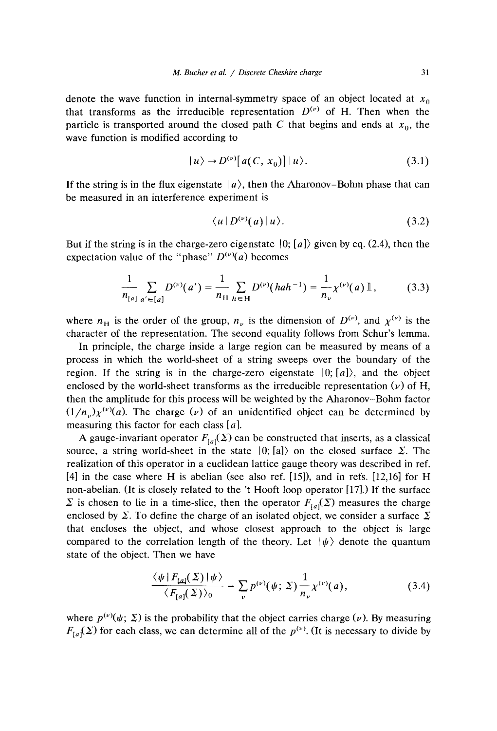denote the wave function in internal-symmetry space of an object located at $x_0$ that transforms as the irreducible representation $D^{(\nu)}$ of H. Then when the particle is transported around the closed path $C$ that begins and ends at $x_0$, the wave function is modified according to

$$|u\rangle \to D^{(\nu)}[a(C, x_0)]\,|u\rangle. \tag{3.1}$$

If the string is in the flux eigenstate $|a\rangle$, then the Aharonov–Bohm phase that can be measured in an interference experiment is

$$\langle u|\, D^{(\nu)}(a)\,|u\rangle. \tag{3.2}$$

But if the string is in the charge-zero eigenstate $|0;[a]\rangle$ given by eq. (2.4), then the expectation value of the "phase" $D^{(\nu)}(a)$ becomes

$$\frac{1}{n_{[a]}}\sum_{a'\in[a]} D^{(\nu)}(a') = \frac{1}{n_{\mathrm{H}}}\sum_{h\in \mathrm{H}} D^{(\nu)}(hah^{-1}) = \frac{1}{n_\nu}\chi^{(\nu)}(a)\,\mathbb{1}, \tag{3.3}$$

where $n_{\mathrm{H}}$ is the order of the group, $n_\nu$ is the dimension of $D^{(\nu)}$, and $\chi^{(\nu)}$ is the character of the representation. The second equality follows from Schur's lemma.

In principle, the charge inside a large region can be measured by means of a process in which the world-sheet of a string sweeps over the boundary of the region. If the string is in the charge-zero eigenstate $|0;[a]\rangle$, and the object enclosed by the world-sheet transforms as the irreducible representation $(\nu)$ of H, then the amplitude for this process will be weighted by the Aharonov–Bohm factor $(1/n_\nu)\chi^{(\nu)}(a)$. The charge $(\nu)$ of an unidentified object can be determined by measuring this factor for each class $[a]$.

A gauge-invariant operator $F_{[a]}(\Sigma)$ can be constructed that inserts, as a classical source, a string world-sheet in the state $|0;[a]\rangle$ on the closed surface $\Sigma$. The realization of this operator in a euclidean lattice gauge theory was described in ref. [4] in the case where H is abelian (see also ref. [15]), and in refs. [12,16] for H non-abelian. (It is closely related to the 't Hooft loop operator [17].) If the surface $\Sigma$ is chosen to lie in a time-slice, then the operator $F_{[a]}(\Sigma)$ measures the charge enclosed by $\Sigma$. To define the charge of an isolated object, we consider a surface $\Sigma$ that encloses the object, and whose closest approach to the object is large compared to the correlation length of the theory. Let $|\psi\rangle$ denote the quantum state of the object. Then we have

$$\frac{\langle\psi|\,F_{[a]}(\Sigma)\,|\psi\rangle}{\langle F_{[a]}(\Sigma)\rangle_0} = \sum_\nu p^{(\nu)}(\psi;\,\Sigma)\frac{1}{n_\nu}\chi^{(\nu)}(a), \tag{3.4}$$

where $p^{(\nu)}(\psi;\,\Sigma)$ is the probability that the object carries charge $(\nu)$. By measuring $F_{[a]}(\Sigma)$ for each class, we can determine all of the $p^{(\nu)}$. (It is necessary to divide by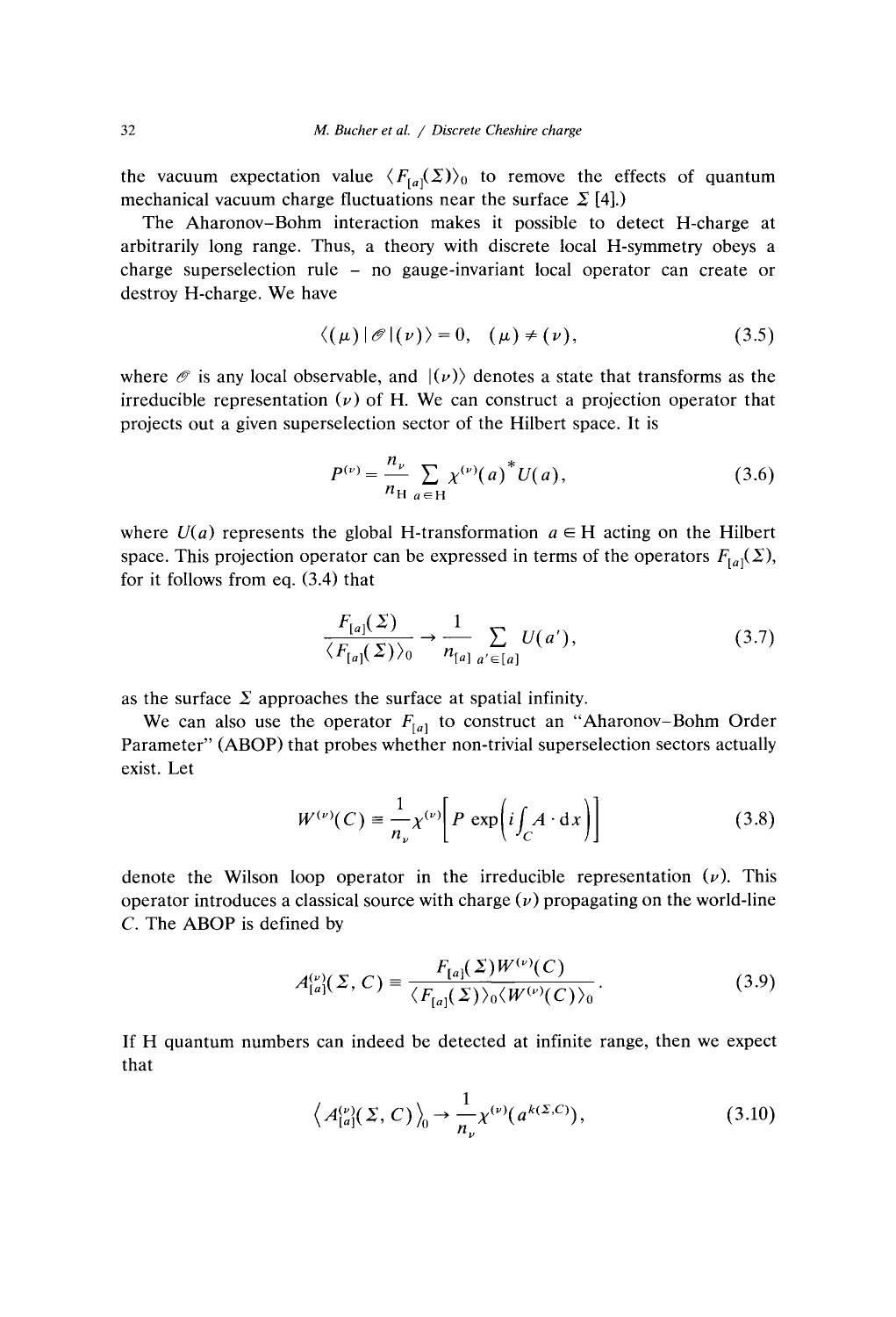the vacuum expectation value $\langle F_{[a]}(\Sigma)\rangle_0$ to remove the effects of quantum mechanical vacuum charge fluctuations near the surface $\Sigma$ [4].)

The Aharonov–Bohm interaction makes it possible to detect H-charge at arbitrarily long range. Thus, a theory with discrete local H-symmetry obeys a charge superselection rule – no gauge-invariant local operator can create or destroy H-charge. We have

$$\langle (\mu) | \mathscr{O} | (\nu) \rangle = 0, \quad (\mu) \neq (\nu), \tag{3.5}$$

where $\mathscr{O}$ is any local observable, and $|(\nu)\rangle$ denotes a state that transforms as the irreducible representation $(\nu)$ of H. We can construct a projection operator that projects out a given superselection sector of the Hilbert space. It is

$$P^{(\nu)} = \frac{n_\nu}{n_{\mathrm{H}}} \sum_{a \in \mathrm{H}} \chi^{(\nu)}(a)^* U(a), \tag{3.6}$$

where $U(a)$ represents the global H-transformation $a \in \mathrm{H}$ acting on the Hilbert space. This projection operator can be expressed in terms of the operators $F_{[a]}(\Sigma)$, for it follows from eq. (3.4) that

$$\frac{F_{[a]}(\Sigma)}{\langle F_{[a]}(\Sigma)\rangle_0} \to \frac{1}{n_{[a]}} \sum_{a' \in [a]} U(a'), \tag{3.7}$$

as the surface $\Sigma$ approaches the surface at spatial infinity.

We can also use the operator $F_{[a]}$ to construct an "Aharonov–Bohm Order Parameter" (ABOP) that probes whether non-trivial superselection sectors actually exist. Let

$$W^{(\nu)}(C) \equiv \frac{1}{n_\nu} \chi^{(\nu)}\left[ P \exp\left( i \int_C A \cdot \mathrm{d}x \right) \right] \tag{3.8}$$

denote the Wilson loop operator in the irreducible representation $(\nu)$. This operator introduces a classical source with charge $(\nu)$ propagating on the world-line $C$. The ABOP is defined by

$$A_{[a]}^{(\nu)}(\Sigma, C) \equiv \frac{F_{[a]}(\Sigma) W^{(\nu)}(C)}{\langle F_{[a]}(\Sigma)\rangle_0 \langle W^{(\nu)}(C)\rangle_0}. \tag{3.9}$$

If H quantum numbers can indeed be detected at infinite range, then we expect that

$$\left\langle A_{[a]}^{(\nu)}(\Sigma, C) \right\rangle_0 \to \frac{1}{n_\nu} \chi^{(\nu)}\left(a^{k(\Sigma, C)}\right), \tag{3.10}$$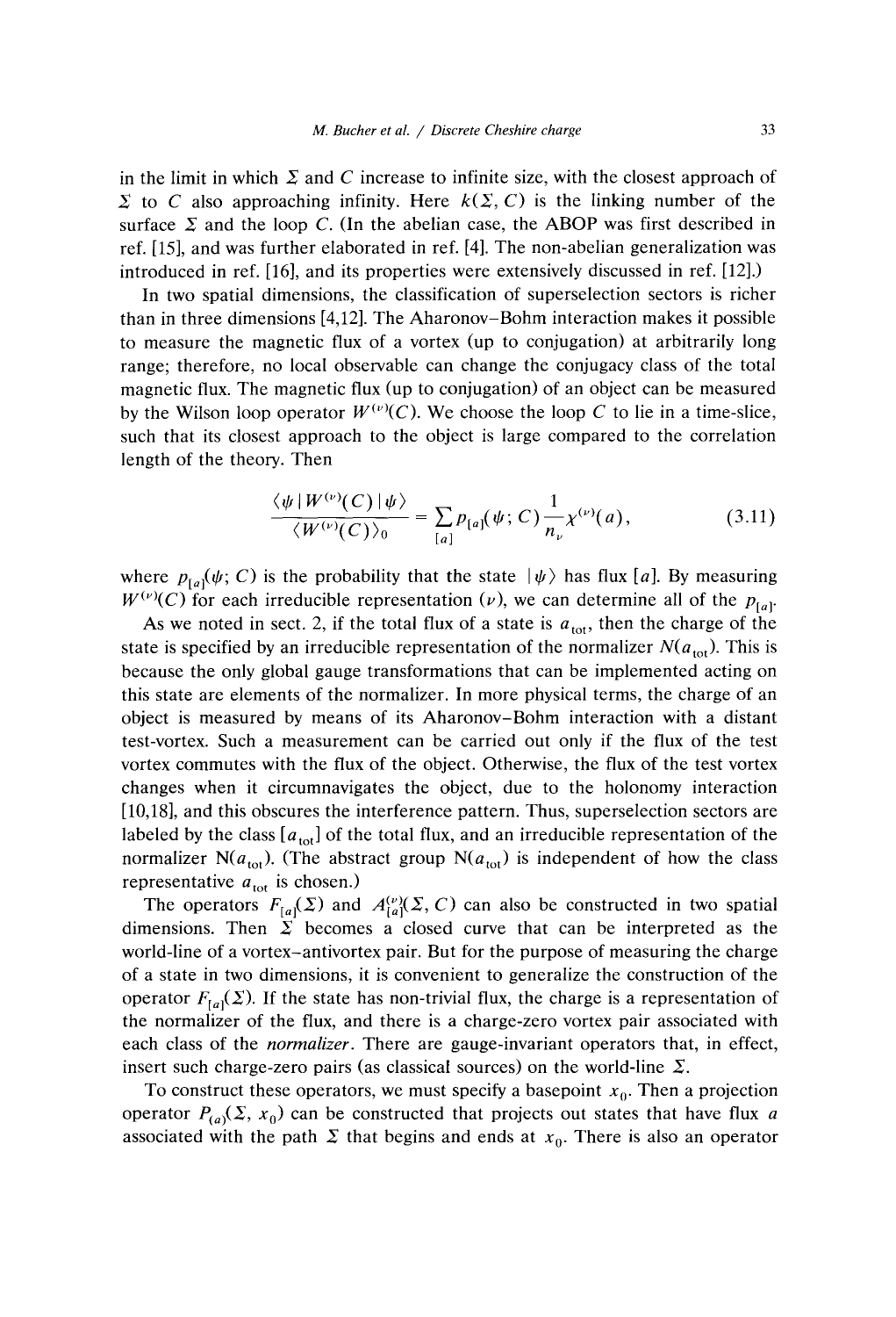in the limit in which $\Sigma$ and $C$ increase to infinite size, with the closest approach of $\Sigma$ to $C$ also approaching infinity. Here $k(\Sigma, C)$ is the linking number of the surface $\Sigma$ and the loop $C$. (In the abelian case, the ABOP was first described in ref. [15], and was further elaborated in ref. [4]. The non-abelian generalization was introduced in ref. [16], and its properties were extensively discussed in ref. [12].)

In two spatial dimensions, the classification of superselection sectors is richer than in three dimensions [4,12]. The Aharonov–Bohm interaction makes it possible to measure the magnetic flux of a vortex (up to conjugation) at arbitrarily long range; therefore, no local observable can change the conjugacy class of the total magnetic flux. The magnetic flux (up to conjugation) of an object can be measured by the Wilson loop operator $W^{(\nu)}(C)$. We choose the loop $C$ to lie in a time-slice, such that its closest approach to the object is large compared to the correlation length of the theory. Then

$$\frac{\langle\psi|W^{(\nu)}(C)|\psi\rangle}{\langle W^{(\nu)}(C)\rangle_0} = \sum_{[a]} p_{[a]}(\psi; C)\frac{1}{n_\nu}\chi^{(\nu)}(a), \tag{3.11}$$

where $p_{[a]}(\psi; C)$ is the probability that the state $|\psi\rangle$ has flux $[a]$. By measuring $W^{(\nu)}(C)$ for each irreducible representation $(\nu)$, we can determine all of the $p_{[a]}$.

As we noted in sect. 2, if the total flux of a state is $a_{\rm tot}$, then the charge of the state is specified by an irreducible representation of the normalizer $N(a_{\rm tot})$. This is because the only global gauge transformations that can be implemented acting on this state are elements of the normalizer. In more physical terms, the charge of an object is measured by means of its Aharonov–Bohm interaction with a distant test-vortex. Such a measurement can be carried out only if the flux of the test vortex commutes with the flux of the object. Otherwise, the flux of the test vortex changes when it circumnavigates the object, due to the holonomy interaction [10,18], and this obscures the interference pattern. Thus, superselection sectors are labeled by the class $[a_{\rm tot}]$ of the total flux, and an irreducible representation of the normalizer $\mathrm{N}(a_{\rm tot})$. (The abstract group $\mathrm{N}(a_{\rm tot})$ is independent of how the class representative $a_{\rm tot}$ is chosen.)

The operators $F_{[a]}(\Sigma)$ and $A^{(\nu)}_{[a]}(\Sigma, C)$ can also be constructed in two spatial dimensions. Then $\Sigma$ becomes a closed curve that can be interpreted as the world-line of a vortex–antivortex pair. But for the purpose of measuring the charge of a state in two dimensions, it is convenient to generalize the construction of the operator $F_{[a]}(\Sigma)$. If the state has non-trivial flux, the charge is a representation of the normalizer of the flux, and there is a charge-zero vortex pair associated with each class of the *normalizer*. There are gauge-invariant operators that, in effect, insert such charge-zero pairs (as classical sources) on the world-line $\Sigma$.

To construct these operators, we must specify a basepoint $x_0$. Then a projection operator $P_{(a)}(\Sigma, x_0)$ can be constructed that projects out states that have flux $a$ associated with the path $\Sigma$ that begins and ends at $x_0$. There is also an operator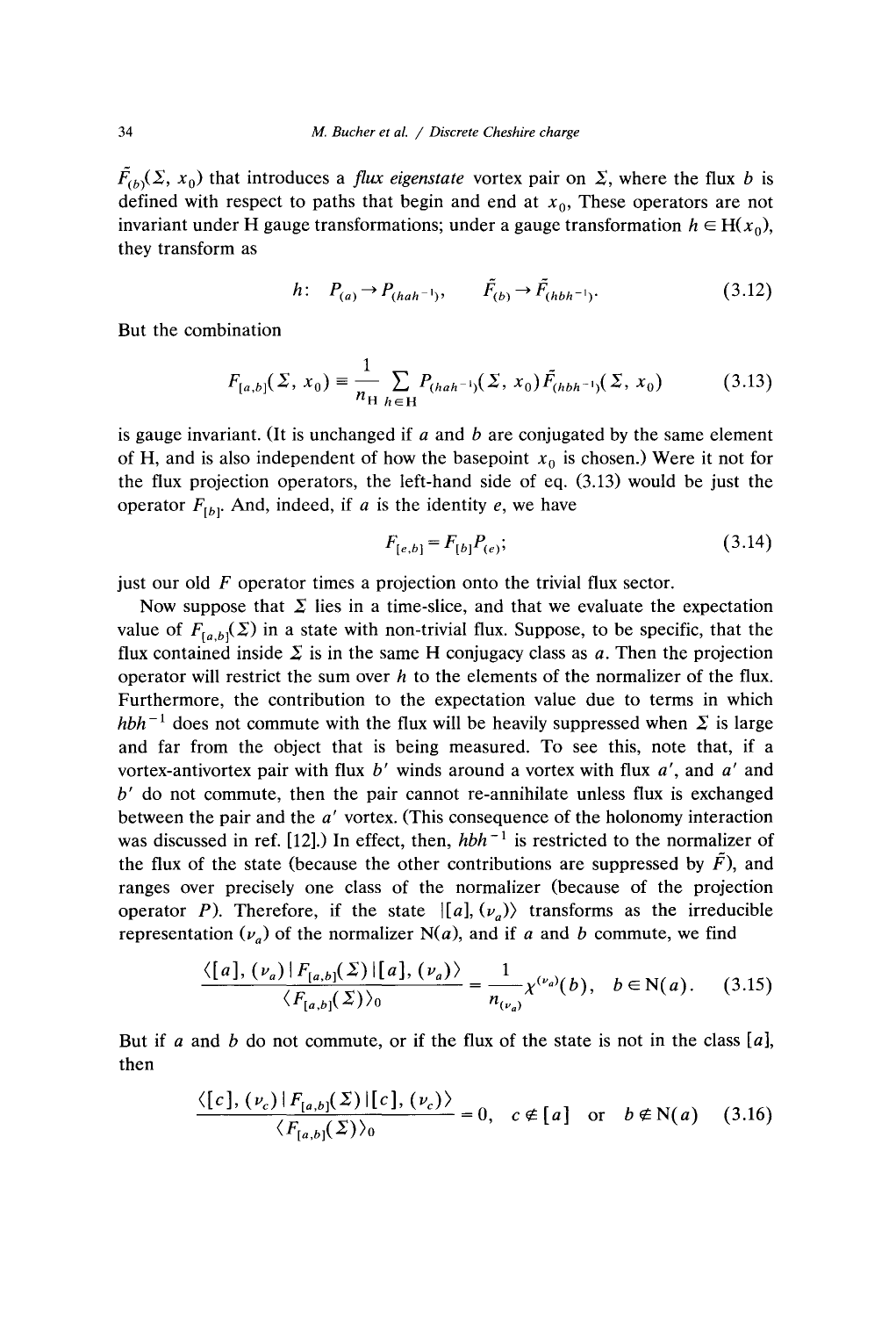$\tilde{F}_{(b)}(\Sigma, x_0)$ that introduces a *flux eigenstate* vortex pair on $\Sigma$, where the flux $b$ is defined with respect to paths that begin and end at $x_0$. These operators are not invariant under H gauge transformations; under a gauge transformation $h \in \mathrm{H}(x_0)$, they transform as

$$h: \quad P_{(a)} \to P_{(hah^{-1})}, \qquad \tilde{F}_{(b)} \to \tilde{F}_{(hbh^{-1})}. \tag{3.12}$$

But the combination

$$F_{[a,b]}(\Sigma, x_0) \equiv \frac{1}{n_{\mathrm{H}}} \sum_{h \in \mathrm{H}} P_{(hah^{-1})}(\Sigma, x_0) \tilde{F}_{(hbh^{-1})}(\Sigma, x_0) \tag{3.13}$$

is gauge invariant. (It is unchanged if $a$ and $b$ are conjugated by the same element of H, and is also independent of how the basepoint $x_0$ is chosen.) Were it not for the flux projection operators, the left-hand side of eq. (3.13) would be just the operator $F_{[b]}$. And, indeed, if $a$ is the identity $e$, we have

$$F_{[e,b]} = F_{[b]} P_{(e)}; \tag{3.14}$$

just our old $F$ operator times a projection onto the trivial flux sector.

Now suppose that $\Sigma$ lies in a time-slice, and that we evaluate the expectation value of $F_{[a,b]}(\Sigma)$ in a state with non-trivial flux. Suppose, to be specific, that the flux contained inside $\Sigma$ is in the same H conjugacy class as $a$. Then the projection operator will restrict the sum over $h$ to the elements of the normalizer of the flux. Furthermore, the contribution to the expectation value due to terms in which $hbh^{-1}$ does not commute with the flux will be heavily suppressed when $\Sigma$ is large and far from the object that is being measured. To see this, note that, if a vortex-antivortex pair with flux $b'$ winds around a vortex with flux $a'$, and $a'$ and $b'$ do not commute, then the pair cannot re-annihilate unless flux is exchanged between the pair and the $a'$ vortex. (This consequence of the holonomy interaction was discussed in ref. [12].) In effect, then, $hbh^{-1}$ is restricted to the normalizer of the flux of the state (because the other contributions are suppressed by $\tilde{F}$), and ranges over precisely one class of the normalizer (because of the projection operator $P$). Therefore, if the state $|[a], (\nu_a)\rangle$ transforms as the irreducible representation $(\nu_a)$ of the normalizer $\mathrm{N}(a)$, and if $a$ and $b$ commute, we find

$$\frac{\langle [a], (\nu_a) | F_{[a,b]}(\Sigma) | [a], (\nu_a) \rangle}{\langle F_{[a,b]}(\Sigma) \rangle_0} = \frac{1}{n_{(\nu_a)}} \chi^{(\nu_a)}(b), \quad b \in \mathrm{N}(a). \tag{3.15}$$

But if $a$ and $b$ do not commute, or if the flux of the state is not in the class $[a]$, then

$$\frac{\langle [c], (\nu_c) | F_{[a,b]}(\Sigma) | [c], (\nu_c) \rangle}{\langle F_{[a,b]}(\Sigma) \rangle_0} = 0, \quad c \notin [a] \quad \text{or} \quad b \notin \mathrm{N}(a) \tag{3.16}$$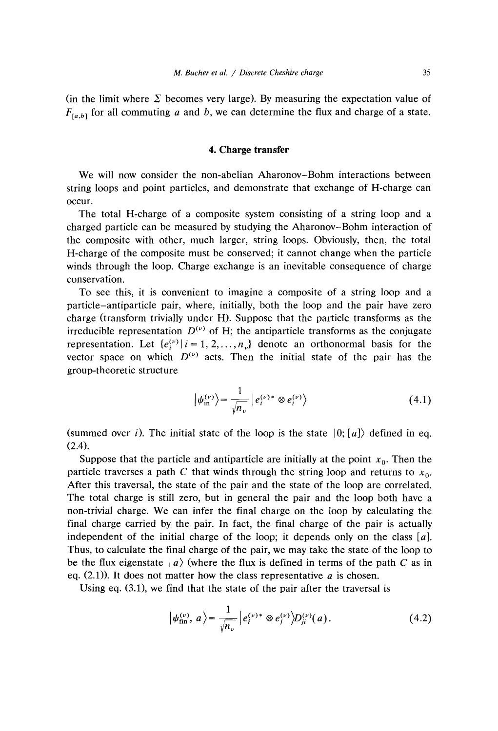(in the limit where $\Sigma$ becomes very large). By measuring the expectation value of $F_{[a,b]}$ for all commuting $a$ and $b$, we can determine the flux and charge of a state.

## 4. Charge transfer

We will now consider the non-abelian Aharonov–Bohm interactions between string loops and point particles, and demonstrate that exchange of H-charge can occur.

The total H-charge of a composite system consisting of a string loop and a charged particle can be measured by studying the Aharonov–Bohm interaction of the composite with other, much larger, string loops. Obviously, then, the total H-charge of the composite must be conserved; it cannot change when the particle winds through the loop. Charge exchange is an inevitable consequence of charge conservation.

To see this, it is convenient to imagine a composite of a string loop and a particle–antiparticle pair, where, initially, both the loop and the pair have zero charge (transform trivially under H). Suppose that the particle transforms as the irreducible representation $D^{(\nu)}$ of H; the antiparticle transforms as the conjugate representation. Let $\{e_i^{(\nu)} | i = 1, 2, \dots, n_\nu\}$ denote an orthonormal basis for the vector space on which $D^{(\nu)}$ acts. Then the initial state of the pair has the group-theoretic structure

$$|\psi_{\text{in}}^{(\nu)}\rangle = \frac{1}{\sqrt{n_\nu}} |e_i^{(\nu)*} \otimes e_i^{(\nu)}\rangle \tag{4.1}$$

(summed over $i$). The initial state of the loop is the state $|0; [a]\rangle$ defined in eq. (2.4).

Suppose that the particle and antiparticle are initially at the point $x_0$. Then the particle traverses a path $C$ that winds through the string loop and returns to $x_0$. After this traversal, the state of the pair and the state of the loop are correlated. The total charge is still zero, but in general the pair and the loop both have a non-trivial charge. We can infer the final charge on the loop by calculating the final charge carried by the pair. In fact, the final charge of the pair is actually independent of the initial charge of the loop; it depends only on the class $[a]$. Thus, to calculate the final charge of the pair, we may take the state of the loop to be the flux eigenstate $|a\rangle$ (where the flux is defined in terms of the path $C$ as in eq. (2.1)). It does not matter how the class representative $a$ is chosen.

Using eq. (3.1), we find that the state of the pair after the traversal is

$$|\psi_{\text{fin}}^{(\nu)}, a\rangle = \frac{1}{\sqrt{n_\nu}} |e_i^{(\nu)*} \otimes e_j^{(\nu)}\rangle D_{ji}^{(\nu)}(a). \tag{4.2}$$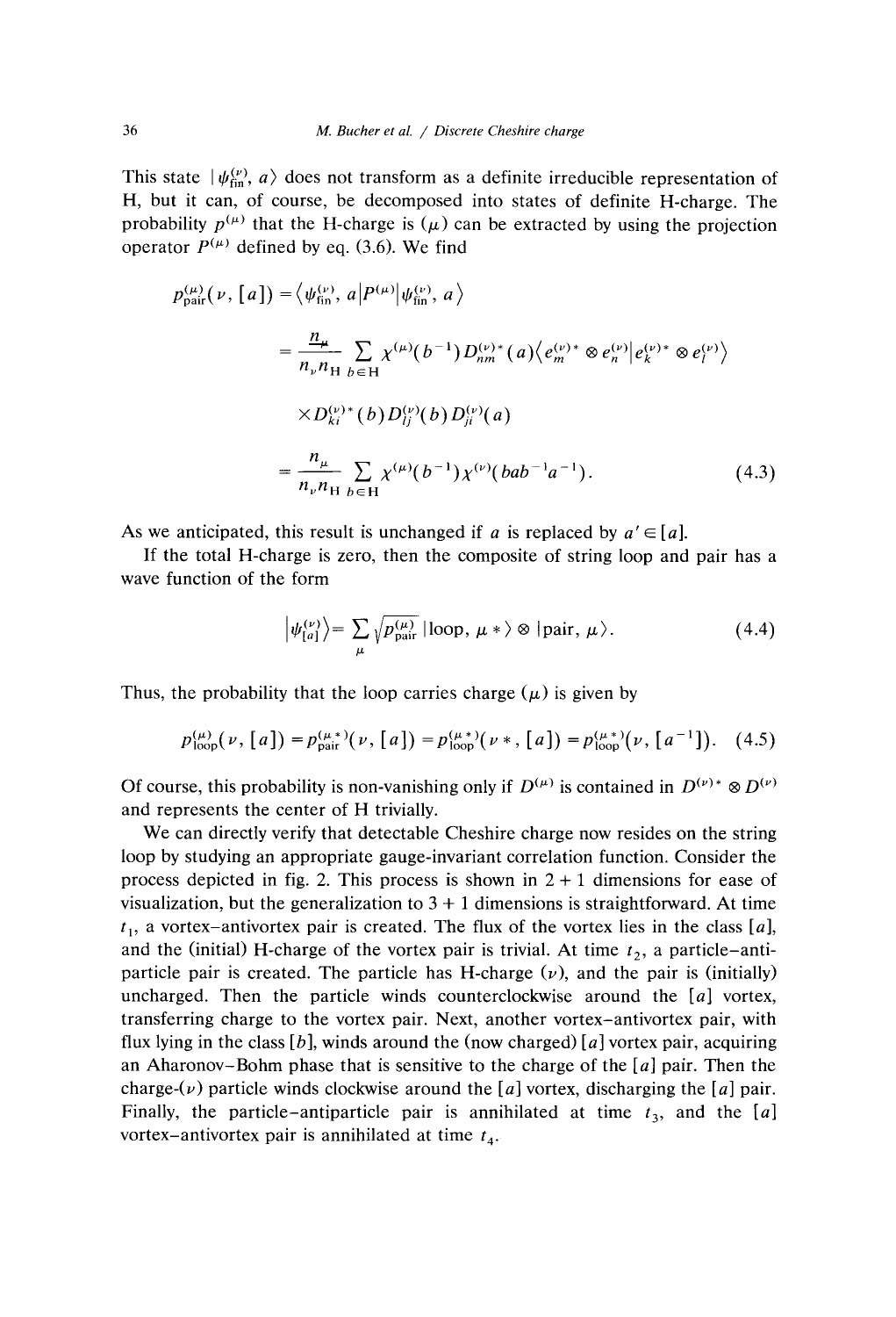This state $|\psi_{\rm fin}^{(\nu)}, a\rangle$ does not transform as a definite irreducible representation of H, but it can, of course, be decomposed into states of definite H-charge. The probability $p^{(\mu)}$ that the H-charge is $(\mu)$ can be extracted by using the projection operator $P^{(\mu)}$ defined by eq. (3.6). We find

$$
\begin{aligned}
p_{\rm pair}^{(\mu)}(\nu, [a]) &= \langle \psi_{\rm fin}^{(\nu)}, a | P^{(\mu)} | \psi_{\rm fin}^{(\nu)}, a \rangle \\
&= \frac{n_\mu}{n_\nu n_{\rm H}} \sum_{b \in {\rm H}} \chi^{(\mu)}(b^{-1}) D_{nm}^{(\nu)*}(a) \langle e_m^{(\nu)*} \otimes e_n^{(\nu)} | e_k^{(\nu)*} \otimes e_l^{(\nu)} \rangle \\
&\quad \times D_{ki}^{(\nu)*}(b) D_{lj}^{(\nu)}(b) D_{ji}^{(\nu)}(a) \\
&= \frac{n_\mu}{n_\nu n_{\rm H}} \sum_{b \in {\rm H}} \chi^{(\mu)}(b^{-1}) \chi^{(\nu)}(bab^{-1}a^{-1}). \qquad (4.3)
\end{aligned}
$$

As we anticipated, this result is unchanged if $a$ is replaced by $a' \in [a]$.

If the total H-charge is zero, then the composite of string loop and pair has a wave function of the form

$$
|\psi_{[a]}^{(\nu)}\rangle = \sum_\mu \sqrt{p_{\rm pair}^{(\mu)}}\, |{\rm loop}, \mu *\rangle \otimes |{\rm pair}, \mu\rangle. \qquad (4.4)
$$

Thus, the probability that the loop carries charge $(\mu)$ is given by

$$
p_{\rm loop}^{(\mu)}(\nu, [a]) = p_{\rm pair}^{(\mu *)}(\nu, [a]) = p_{\rm loop}^{(\mu *)}(\nu *, [a]) = p_{\rm loop}^{(\mu *)}(\nu, [a^{-1}]). \qquad (4.5)
$$

Of course, this probability is non-vanishing only if $D^{(\mu)}$ is contained in $D^{(\nu)*} \otimes D^{(\nu)}$ and represents the center of H trivially.

We can directly verify that detectable Cheshire charge now resides on the string loop by studying an appropriate gauge-invariant correlation function. Consider the process depicted in fig. 2. This process is shown in 2 + 1 dimensions for ease of visualization, but the generalization to 3 + 1 dimensions is straightforward. At time $t_1$, a vortex–antivortex pair is created. The flux of the vortex lies in the class $[a]$, and the (initial) H-charge of the vortex pair is trivial. At time $t_2$, a particle–antiparticle pair is created. The particle has H-charge $(\nu)$, and the pair is (initially) uncharged. Then the particle winds counterclockwise around the $[a]$ vortex, transferring charge to the vortex pair. Next, another vortex–antivortex pair, with flux lying in the class $[b]$, winds around the (now charged) $[a]$ vortex pair, acquiring an Aharonov–Bohm phase that is sensitive to the charge of the $[a]$ pair. Then the charge-$(\nu)$ particle winds clockwise around the $[a]$ vortex, discharging the $[a]$ pair. Finally, the particle–antiparticle pair is annihilated at time $t_3$, and the $[a]$ vortex–antivortex pair is annihilated at time $t_4$.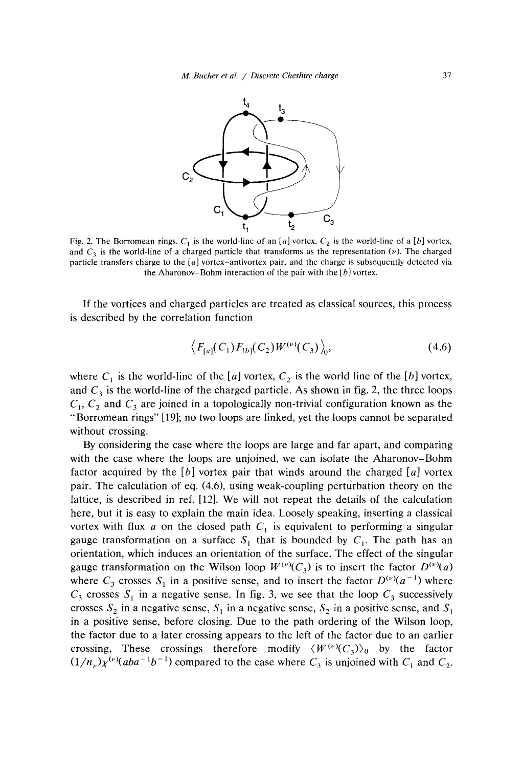Fig. 2. The Borromean rings. $C_1$ is the world-line of an $[a]$ vortex, $C_2$ is the world-line of a $[b]$ vortex, and $C_3$ is the world-line of a charged particle that transforms as the representation $(\nu)$. The charged particle transfers charge to the $[a]$ vortex–antivortex pair, and the charge is subsequently detected via the Aharonov–Bohm interaction of the pair with the $[b]$ vortex.

If the vortices and charged particles are treated as classical sources, this process is described by the correlation function

$$\left\langle F_{[a]}(C_1) F_{[b]}(C_2) W^{(\nu)}(C_3) \right\rangle_0, \tag{4.6}$$

where $C_1$ is the world-line of the $[a]$ vortex, $C_2$ is the world line of the $[b]$ vortex, and $C_3$ is the world-line of the charged particle. As shown in fig. 2, the three loops $C_1$, $C_2$ and $C_3$ are joined in a topologically non-trivial configuration known as the "Borromean rings" [19]; no two loops are linked, yet the loops cannot be separated without crossing.

By considering the case where the loops are large and far apart, and comparing with the case where the loops are unjoined, we can isolate the Aharonov–Bohm factor acquired by the $[b]$ vortex pair that winds around the charged $[a]$ vortex pair. The calculation of eq. (4.6), using weak-coupling perturbation theory on the lattice, is described in ref. [12]. We will not repeat the details of the calculation here, but it is easy to explain the main idea. Loosely speaking, inserting a classical vortex with flux $a$ on the closed path $C_1$ is equivalent to performing a singular gauge transformation on a surface $S_1$ that is bounded by $C_1$. The path has an orientation, which induces an orientation of the surface. The effect of the singular gauge transformation on the Wilson loop $W^{(\nu)}(C_3)$ is to insert the factor $D^{(\nu)}(a)$ where $C_3$ crosses $S_1$ in a positive sense, and to insert the factor $D^{(\nu)}(a^{-1})$ where $C_3$ crosses $S_1$ in a negative sense. In fig. 3, we see that the loop $C_3$ successively crosses $S_2$ in a negative sense, $S_1$ in a negative sense, $S_2$ in a positive sense, and $S_1$ in a positive sense, before closing. Due to the path ordering of the Wilson loop, the factor due to a later crossing appears to the left of the factor due to an earlier crossing, These crossings therefore modify $\langle W^{(\nu)}(C_3)\rangle_0$ by the factor $(1/n_\nu)\chi^{(\nu)}(aba^{-1}b^{-1})$ compared to the case where $C_3$ is unjoined with $C_1$ and $C_2$.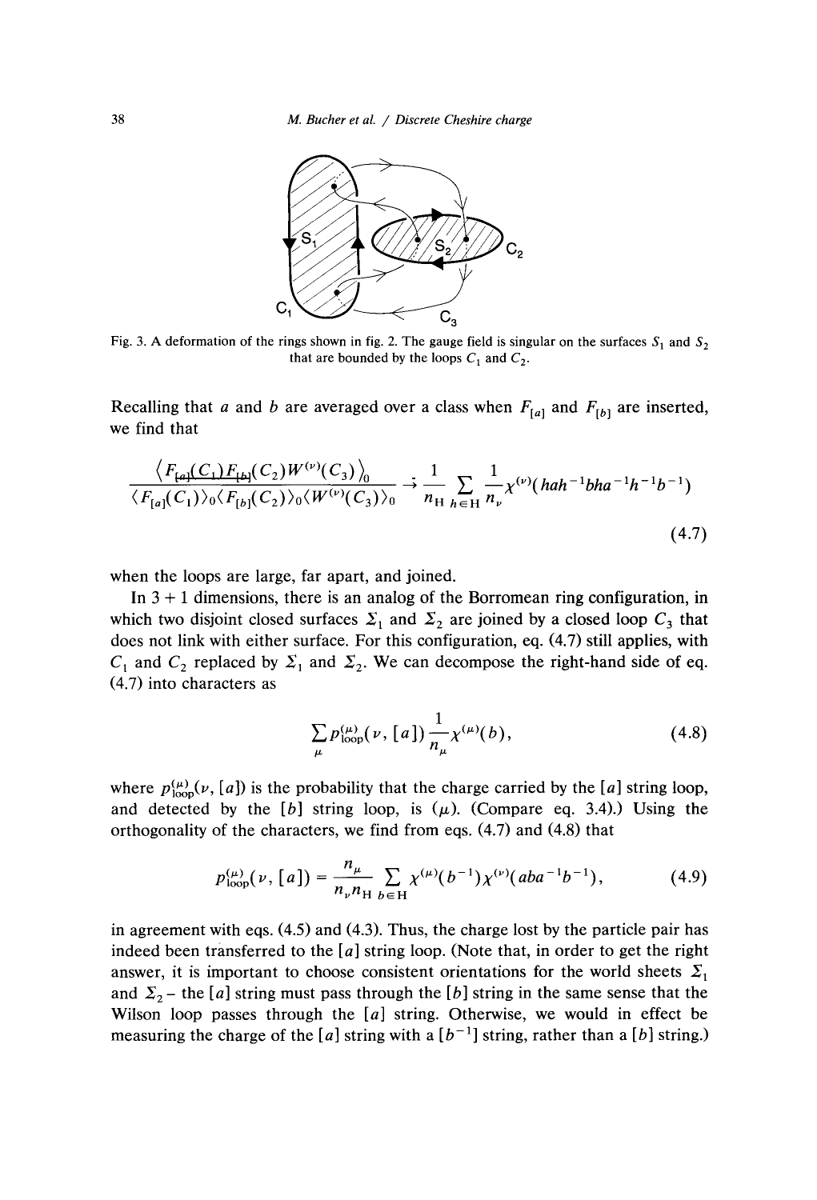Fig. 3. A deformation of the rings shown in fig. 2. The gauge field is singular on the surfaces $S_1$ and $S_2$ that are bounded by the loops $C_1$ and $C_2$.

Recalling that $a$ and $b$ are averaged over a class when $F_{[a]}$ and $F_{[b]}$ are inserted, we find that

$$\frac{\langle F_{[a]}(C_1)F_{[b]}(C_2)W^{(\nu)}(C_3)\rangle_0}{\langle F_{[a]}(C_1)\rangle_0 \langle F_{[b]}(C_2)\rangle_0 \langle W^{(\nu)}(C_3)\rangle_0} \to \frac{1}{n_{\mathrm{H}}} \sum_{h \in \mathrm{H}} \frac{1}{n_\nu} \chi^{(\nu)}(hah^{-1}bha^{-1}h^{-1}b^{-1}) \tag{4.7}$$

when the loops are large, far apart, and joined.

In 3 + 1 dimensions, there is an analog of the Borromean ring configuration, in which two disjoint closed surfaces $\Sigma_1$ and $\Sigma_2$ are joined by a closed loop $C_3$ that does not link with either surface. For this configuration, eq. (4.7) still applies, with $C_1$ and $C_2$ replaced by $\Sigma_1$ and $\Sigma_2$. We can decompose the right-hand side of eq. (4.7) into characters as

$$\sum_\mu p_{\mathrm{loop}}^{(\mu)}(\nu, [a]) \frac{1}{n_\mu} \chi^{(\mu)}(b), \tag{4.8}$$

where $p_{\mathrm{loop}}^{(\mu)}(\nu, [a])$ is the probability that the charge carried by the $[a]$ string loop, and detected by the $[b]$ string loop, is $(\mu)$. (Compare eq. 3.4).) Using the orthogonality of the characters, we find from eqs. (4.7) and (4.8) that

$$p_{\mathrm{loop}}^{(\mu)}(\nu, [a]) = \frac{n_\mu}{n_\nu n_{\mathrm{H}}} \sum_{b \in \mathrm{H}} \chi^{(\mu)}(b^{-1}) \chi^{(\nu)}(aba^{-1}b^{-1}), \tag{4.9}$$

in agreement with eqs. (4.5) and (4.3). Thus, the charge lost by the particle pair has indeed been transferred to the $[a]$ string loop. (Note that, in order to get the right answer, it is important to choose consistent orientations for the world sheets $\Sigma_1$ and $\Sigma_2$ – the $[a]$ string must pass through the $[b]$ string in the same sense that the Wilson loop passes through the $[a]$ string. Otherwise, we would in effect be measuring the charge of the $[a]$ string with a $[b^{-1}]$ string, rather than a $[b]$ string.)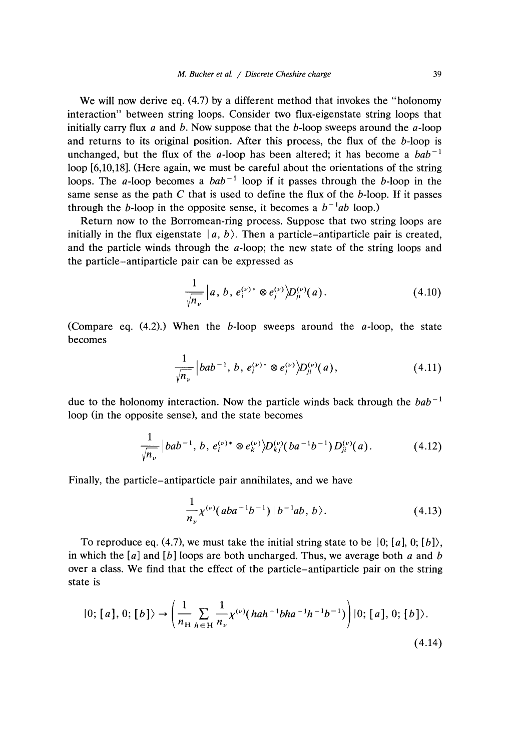We will now derive eq. (4.7) by a different method that invokes the "holonomy interaction" between string loops. Consider two flux-eigenstate string loops that initially carry flux $a$ and $b$. Now suppose that the $b$-loop sweeps around the $a$-loop and returns to its original position. After this process, the flux of the $b$-loop is unchanged, but the flux of the $a$-loop has been altered; it has become a $bab^{-1}$ loop [6,10,18]. (Here again, we must be careful about the orientations of the string loops. The $a$-loop becomes a $bab^{-1}$ loop if it passes through the $b$-loop in the same sense as the path $C$ that is used to define the flux of the $b$-loop. If it passes through the $b$-loop in the opposite sense, it becomes a $b^{-1}ab$ loop.)

Return now to the Borromean-ring process. Suppose that two string loops are initially in the flux eigenstate $|a, b\rangle$. Then a particle–antiparticle pair is created, and the particle winds through the $a$-loop; the new state of the string loops and the particle–antiparticle pair can be expressed as

$$\frac{1}{\sqrt{n_\nu}}\left|a, b, e_i^{(\nu)*} \otimes e_j^{(\nu)}\right\rangle D_{ji}^{(\nu)}(a). \tag{4.10}$$

(Compare eq. (4.2).) When the $b$-loop sweeps around the $a$-loop, the state becomes

$$\frac{1}{\sqrt{n_\nu}}\left|bab^{-1}, b, e_i^{(\nu)*} \otimes e_j^{(\nu)}\right\rangle D_{ji}^{(\nu)}(a), \tag{4.11}$$

due to the holonomy interaction. Now the particle winds back through the $bab^{-1}$ loop (in the opposite sense), and the state becomes

$$\frac{1}{\sqrt{n_\nu}}\left|bab^{-1}, b, e_i^{(\nu)*} \otimes e_k^{(\nu)}\right\rangle D_{kj}^{(\nu)}(ba^{-1}b^{-1}) D_{ji}^{(\nu)}(a). \tag{4.12}$$

Finally, the particle–antiparticle pair annihilates, and we have

$$\frac{1}{n_\nu}\chi^{(\nu)}(aba^{-1}b^{-1})\,|b^{-1}ab, b\rangle. \tag{4.13}$$

To reproduce eq. (4.7), we must take the initial string state to be $|0; [a], 0; [b]\rangle$, in which the $[a]$ and $[b]$ loops are both uncharged. Thus, we average both $a$ and $b$ over a class. We find that the effect of the particle–antiparticle pair on the string state is

$$|0; [a], 0; [b]\rangle \to \left(\frac{1}{n_{\mathrm{H}}}\sum_{h \in \mathrm{H}} \frac{1}{n_\nu}\chi^{(\nu)}(hah^{-1}bha^{-1}h^{-1}b^{-1})\right)|0; [a], 0; [b]\rangle. \tag{4.14}$$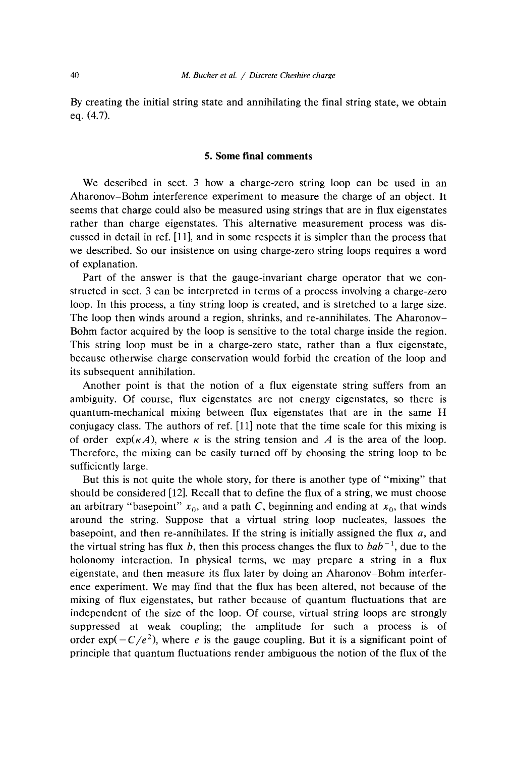By creating the initial string state and annihilating the final string state, we obtain eq. (4.7).

## 5. Some final comments

We described in sect. 3 how a charge-zero string loop can be used in an Aharonov–Bohm interference experiment to measure the charge of an object. It seems that charge could also be measured using strings that are in flux eigenstates rather than charge eigenstates. This alternative measurement process was discussed in detail in ref. [11], and in some respects it is simpler than the process that we described. So our insistence on using charge-zero string loops requires a word of explanation.

Part of the answer is that the gauge-invariant charge operator that we constructed in sect. 3 can be interpreted in terms of a process involving a charge-zero loop. In this process, a tiny string loop is created, and is stretched to a large size. The loop then winds around a region, shrinks, and re-annihilates. The Aharonov–Bohm factor acquired by the loop is sensitive to the total charge inside the region. This string loop must be in a charge-zero state, rather than a flux eigenstate, because otherwise charge conservation would forbid the creation of the loop and its subsequent annihilation.

Another point is that the notion of a flux eigenstate string suffers from an ambiguity. Of course, flux eigenstates are not energy eigenstates, so there is quantum-mechanical mixing between flux eigenstates that are in the same H conjugacy class. The authors of ref. [11] note that the time scale for this mixing is of order $\exp(\kappa A)$, where $\kappa$ is the string tension and $A$ is the area of the loop. Therefore, the mixing can be easily turned off by choosing the string loop to be sufficiently large.

But this is not quite the whole story, for there is another type of "mixing" that should be considered [12]. Recall that to define the flux of a string, we must choose an arbitrary "basepoint" $x_0$, and a path $C$, beginning and ending at $x_0$, that winds around the string. Suppose that a virtual string loop nucleates, lassoes the basepoint, and then re-annihilates. If the string is initially assigned the flux $a$, and the virtual string has flux $b$, then this process changes the flux to $bab^{-1}$, due to the holonomy interaction. In physical terms, we may prepare a string in a flux eigenstate, and then measure its flux later by doing an Aharonov–Bohm interference experiment. We may find that the flux has been altered, not because of the mixing of flux eigenstates, but rather because of quantum fluctuations that are independent of the size of the loop. Of course, virtual string loops are strongly suppressed at weak coupling; the amplitude for such a process is of order $\exp(-C/e^2)$, where $e$ is the gauge coupling. But it is a significant point of principle that quantum fluctuations render ambiguous the notion of the flux of the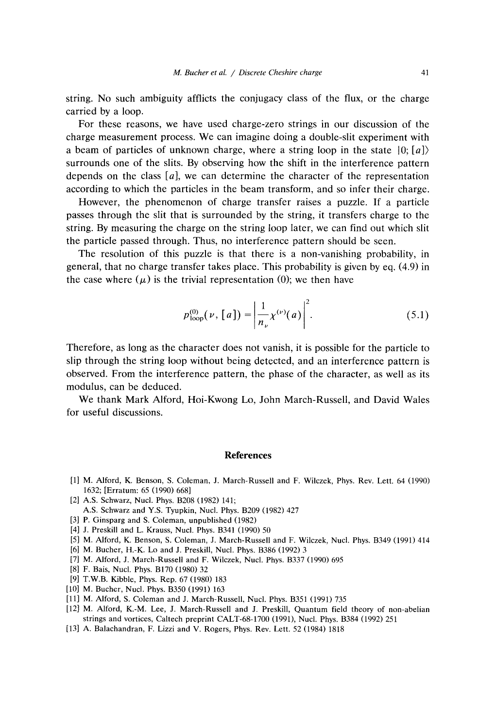string. No such ambiguity afflicts the conjugacy class of the flux, or the charge carried by a loop.

For these reasons, we have used charge-zero strings in our discussion of the charge measurement process. We can imagine doing a double-slit experiment with a beam of particles of unknown charge, where a string loop in the state $|0;[a]\rangle$ surrounds one of the slits. By observing how the shift in the interference pattern depends on the class $[a]$, we can determine the character of the representation according to which the particles in the beam transform, and so infer their charge.

However, the phenomenon of charge transfer raises a puzzle. If a particle passes through the slit that is surrounded by the string, it transfers charge to the string. By measuring the charge on the string loop later, we can find out which slit the particle passed through. Thus, no interference pattern should be seen.

The resolution of this puzzle is that there is a non-vanishing probability, in general, that no charge transfer takes place. This probability is given by eq. (4.9) in the case where $(\mu)$ is the trivial representation (0); we then have

$$p_{\text{loop}}^{(0)}(\nu,[a]) = \left|\frac{1}{n_\nu}\chi^{(\nu)}(a)\right|^2. \tag{5.1}$$

Therefore, as long as the character does not vanish, it is possible for the particle to slip through the string loop without being detected, and an interference pattern is observed. From the interference pattern, the phase of the character, as well as its modulus, can be deduced.

We thank Mark Alford, Hoi-Kwong Lo, John March-Russell, and David Wales for useful discussions.

## References

[1] M. Alford, K. Benson, S. Coleman, J. March-Russell and F. Wilczek, Phys. Rev. Lett. 64 (1990) 1632; [Erratum: 65 (1990) 668]

[2] A.S. Schwarz, Nucl. Phys. B208 (1982) 141;
A.S. Schwarz and Y.S. Tyupkin, Nucl. Phys. B209 (1982) 427

[3] P. Ginsparg and S. Coleman, unpublished (1982)

[4] J. Preskill and L. Krauss, Nucl. Phys. B341 (1990) 50

[5] M. Alford, K. Benson, S. Coleman, J. March-Russell and F. Wilczek, Nucl. Phys. B349 (1991) 414

[6] M. Bucher, H.-K. Lo and J. Preskill, Nucl. Phys. B386 (1992) 3

[7] M. Alford, J. March-Russell and F. Wilczek, Nucl. Phys. B337 (1990) 695

[8] F. Bais, Nucl. Phys. B170 (1980) 32

[9] T.W.B. Kibble, Phys. Rep. 67 (1980) 183

[10] M. Bucher, Nucl. Phys. B350 (1991) 163

[11] M. Alford, S. Coleman and J. March-Russell, Nucl. Phys. B351 (1991) 735

[12] M. Alford, K.-M. Lee, J. March-Russell and J. Preskill, Quantum field theory of non-abelian strings and vortices, Caltech preprint CALT-68-1700 (1991), Nucl. Phys. B384 (1992) 251

[13] A. Balachandran, F. Lizzi and V. Rogers, Phys. Rev. Lett. 52 (1984) 1818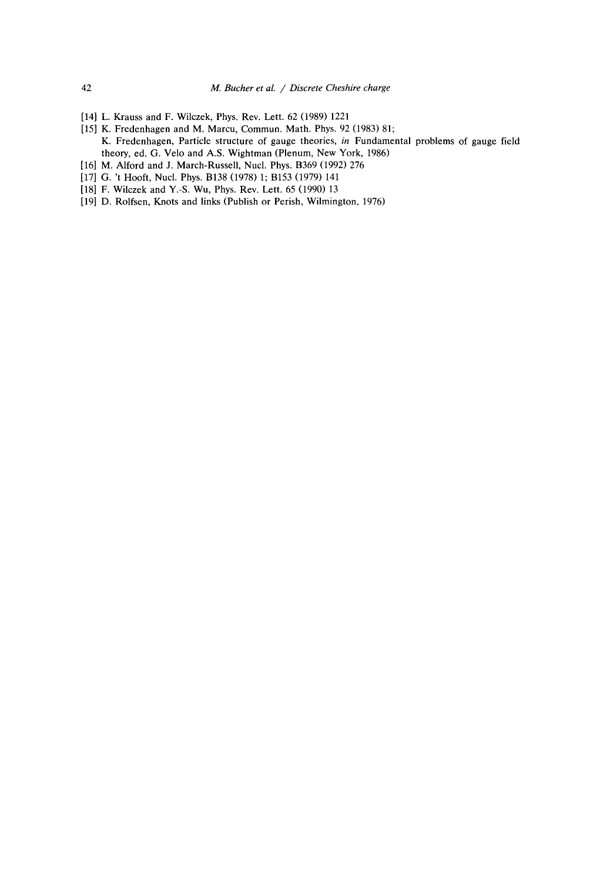[14] L. Krauss and F. Wilczek, Phys. Rev. Lett. 62 (1989) 1221

[15] K. Fredenhagen and M. Marcu, Commun. Math. Phys. 92 (1983) 81;
K. Fredenhagen, Particle structure of gauge theories, *in* Fundamental problems of gauge field theory, ed. G. Velo and A.S. Wightman (Plenum, New York, 1986)

[16] M. Alford and J. March-Russell, Nucl. Phys. B369 (1992) 276

[17] G. 't Hooft, Nucl. Phys. B138 (1978) 1; B153 (1979) 141

[18] F. Wilczek and Y.-S. Wu, Phys. Rev. Lett. 65 (1990) 13

[19] D. Rolfsen, Knots and links (Publish or Perish, Wilmington, 1976)